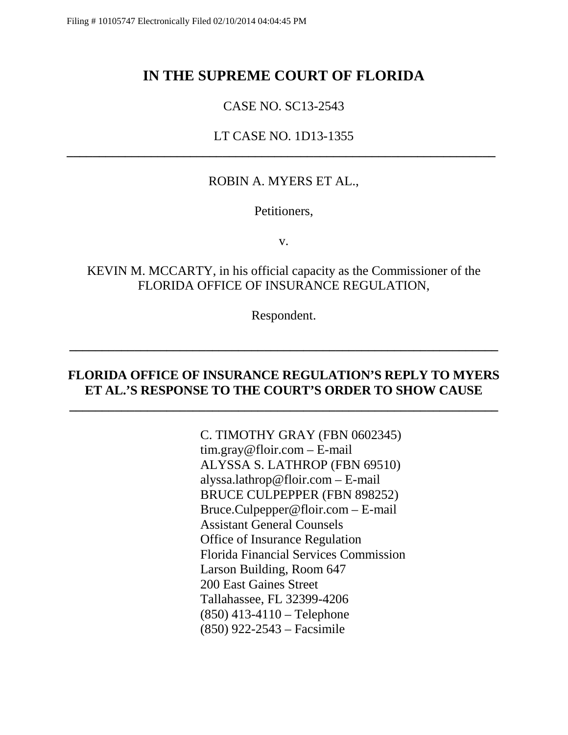Filing # 10105747 Electronically Filed 02/10/2014 04:04:45 PM

# IN THE SUPREME COURT OF FLORIDA

CASE NO. SC13-2543

LT CASE NO. 1D13-1355

---

ROBIN A. MYERS ET AL.,

Petitioners,

v.

KEVIN M. MCCARTY, in his official capacity as the Commissioner of the FLORIDA OFFICE OF INSURANCE REGULATION,

Respondent.

---

## FLORIDA OFFICE OF INSURANCE REGULATION'S REPLY TO MYERS ET AL.'S RESPONSE TO THE COURT'S ORDER TO SHOW CAUSE

---

C. TIMOTHY GRAY (FBN 0602345)
tim.gray@floir.com – E-mail
ALYSSA S. LATHROP (FBN 69510)
alyssa.lathrop@floir.com – E-mail
BRUCE CULPEPPER (FBN 898252)
Bruce.Culpepper@floir.com – E-mail
Assistant General Counsels
Office of Insurance Regulation
Florida Financial Services Commission
Larson Building, Room 647
200 East Gaines Street
Tallahassee, FL 32399-4206
(850) 413-4110 – Telephone
(850) 922-2543 – Facsimile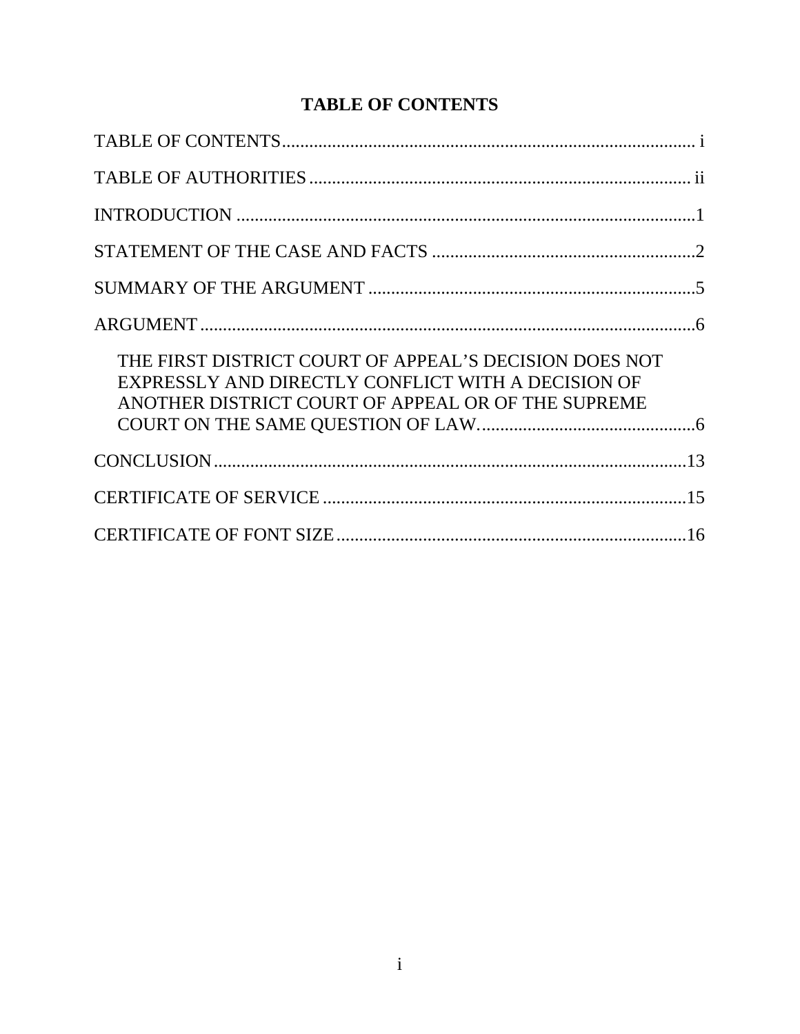# TABLE OF CONTENTS

TABLE OF CONTENTS ........................................................................................ i

TABLE OF AUTHORITIES .................................................................................. ii

INTRODUCTION ..................................................................................................1

STATEMENT OF THE CASE AND FACTS .......................................................2

SUMMARY OF THE ARGUMENT ....................................................................5

ARGUMENT ..........................................................................................................6

THE FIRST DISTRICT COURT OF APPEAL'S DECISION DOES NOT EXPRESSLY AND DIRECTLY CONFLICT WITH A DECISION OF ANOTHER DISTRICT COURT OF APPEAL OR OF THE SUPREME COURT ON THE SAME QUESTION OF LAW. ...............................................6

CONCLUSION .....................................................................................................13

CERTIFICATE OF SERVICE .............................................................................15

CERTIFICATE OF FONT SIZE ..........................................................................16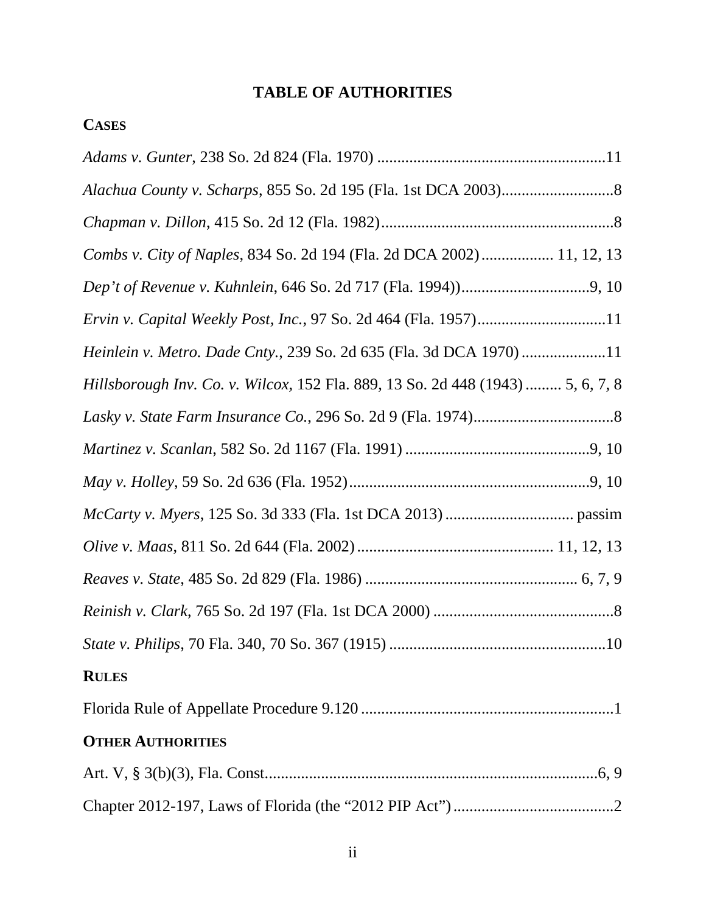# TABLE OF AUTHORITIES

## CASES

*Adams v. Gunter*, 238 So. 2d 824 (Fla. 1970) ........................................................11

*Alachua County v. Scharps*, 855 So. 2d 195 (Fla. 1st DCA 2003)............................8

*Chapman v. Dillon*, 415 So. 2d 12 (Fla. 1982)..........................................................8

*Combs v. City of Naples*, 834 So. 2d 194 (Fla. 2d DCA 2002)................. 11, 12, 13

*Dep't of Revenue v. Kuhnlein*, 646 So. 2d 717 (Fla. 1994))................................9, 10

*Ervin v. Capital Weekly Post, Inc.*, 97 So. 2d 464 (Fla. 1957)................................11

*Heinlein v. Metro. Dade Cnty.*, 239 So. 2d 635 (Fla. 3d DCA 1970) ....................11

*Hillsborough Inv. Co. v. Wilcox*, 152 Fla. 889, 13 So. 2d 448 (1943) ......... 5, 6, 7, 8

*Lasky v. State Farm Insurance Co.*, 296 So. 2d 9 (Fla. 1974)..................................8

*Martinez v. Scanlan*, 582 So. 2d 1167 (Fla. 1991) ..............................................9, 10

*May v. Holley*, 59 So. 2d 636 (Fla. 1952)............................................................9, 10

*McCarty v. Myers*, 125 So. 3d 333 (Fla. 1st DCA 2013) ................................ passim

*Olive v. Maas*, 811 So. 2d 644 (Fla. 2002) ................................................ 11, 12, 13

*Reaves v. State*, 485 So. 2d 829 (Fla. 1986) ..................................................... 6, 7, 9

*Reinish v. Clark*, 765 So. 2d 197 (Fla. 1st DCA 2000) .............................................8

*State v. Philips*, 70 Fla. 340, 70 So. 367 (1915) ......................................................10

## RULES

Florida Rule of Appellate Procedure 9.120 ..............................................................1

## OTHER AUTHORITIES

Art. V, § 3(b)(3), Fla. Const...................................................................................6, 9

Chapter 2012-197, Laws of Florida (the "2012 PIP Act") ........................................2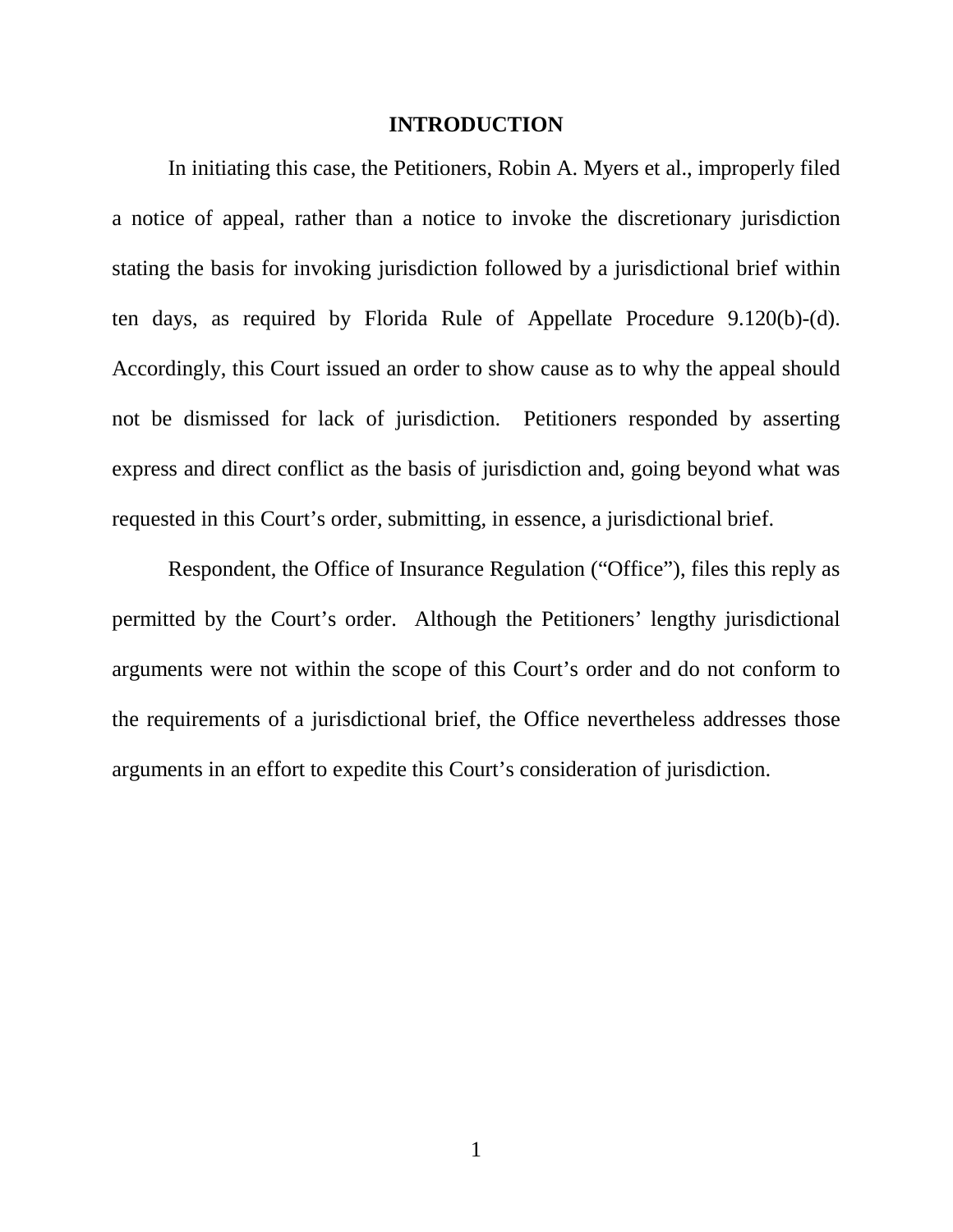## INTRODUCTION

In initiating this case, the Petitioners, Robin A. Myers et al., improperly filed a notice of appeal, rather than a notice to invoke the discretionary jurisdiction stating the basis for invoking jurisdiction followed by a jurisdictional brief within ten days, as required by Florida Rule of Appellate Procedure 9.120(b)-(d). Accordingly, this Court issued an order to show cause as to why the appeal should not be dismissed for lack of jurisdiction. Petitioners responded by asserting express and direct conflict as the basis of jurisdiction and, going beyond what was requested in this Court's order, submitting, in essence, a jurisdictional brief.

Respondent, the Office of Insurance Regulation ("Office"), files this reply as permitted by the Court's order. Although the Petitioners' lengthy jurisdictional arguments were not within the scope of this Court's order and do not conform to the requirements of a jurisdictional brief, the Office nevertheless addresses those arguments in an effort to expedite this Court's consideration of jurisdiction.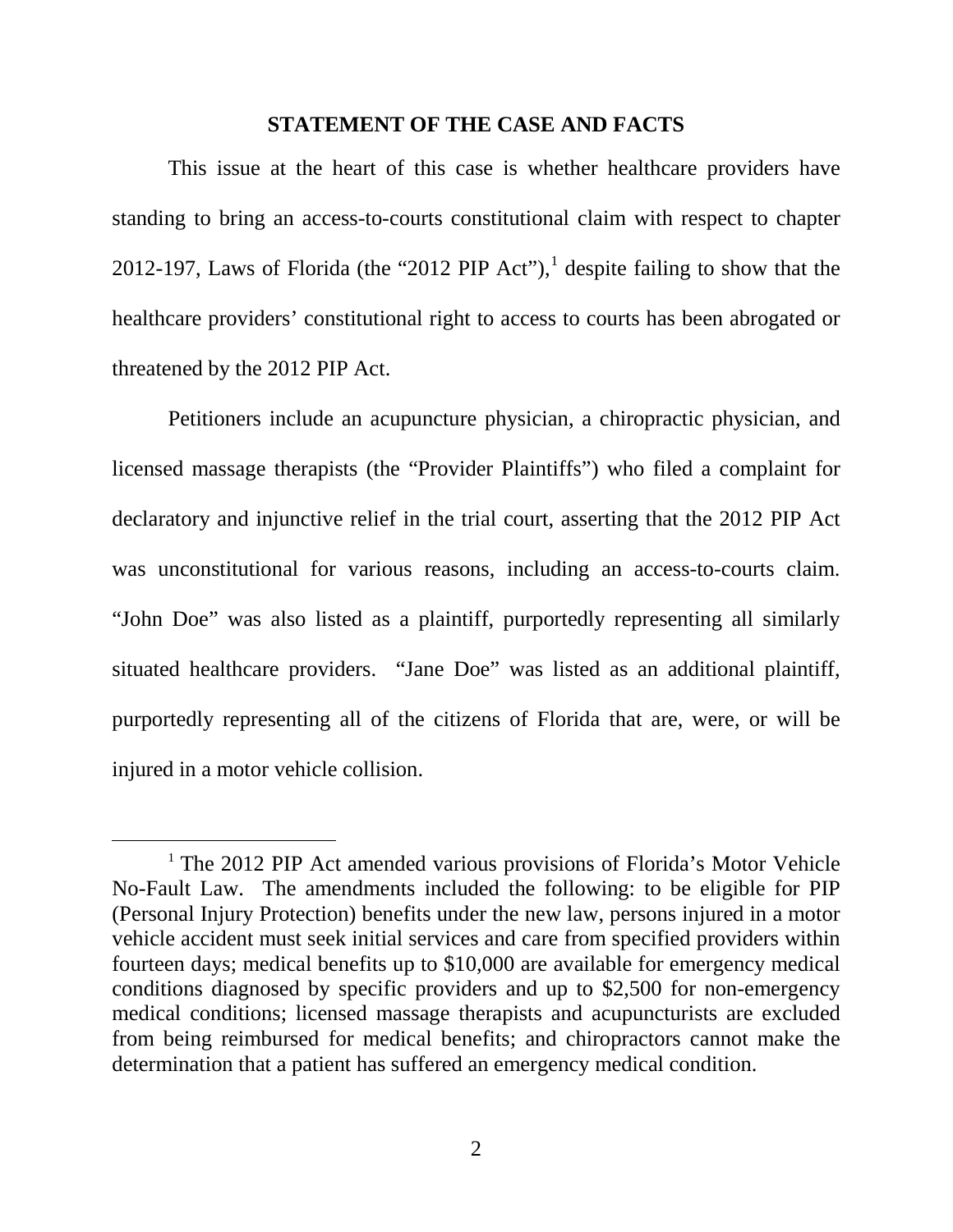## STATEMENT OF THE CASE AND FACTS

This issue at the heart of this case is whether healthcare providers have standing to bring an access-to-courts constitutional claim with respect to chapter 2012-197, Laws of Florida (the "2012 PIP Act"),[1] despite failing to show that the healthcare providers' constitutional right to access to courts has been abrogated or threatened by the 2012 PIP Act.

Petitioners include an acupuncture physician, a chiropractic physician, and licensed massage therapists (the "Provider Plaintiffs") who filed a complaint for declaratory and injunctive relief in the trial court, asserting that the 2012 PIP Act was unconstitutional for various reasons, including an access-to-courts claim. "John Doe" was also listed as a plaintiff, purportedly representing all similarly situated healthcare providers. "Jane Doe" was listed as an additional plaintiff, purportedly representing all of the citizens of Florida that are, were, or will be injured in a motor vehicle collision.

---

[1] The 2012 PIP Act amended various provisions of Florida's Motor Vehicle No-Fault Law. The amendments included the following: to be eligible for PIP (Personal Injury Protection) benefits under the new law, persons injured in a motor vehicle accident must seek initial services and care from specified providers within fourteen days; medical benefits up to $10,000 are available for emergency medical conditions diagnosed by specific providers and up to $2,500 for non-emergency medical conditions; licensed massage therapists and acupuncturists are excluded from being reimbursed for medical benefits; and chiropractors cannot make the determination that a patient has suffered an emergency medical condition.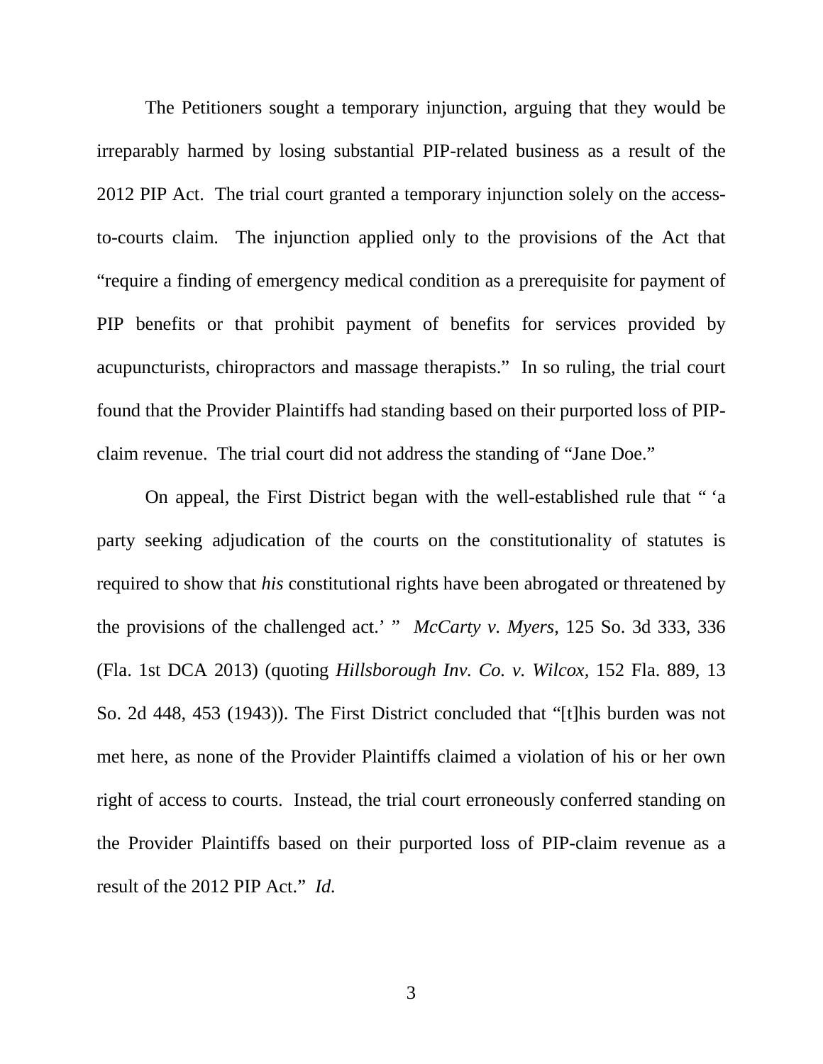The Petitioners sought a temporary injunction, arguing that they would be irreparably harmed by losing substantial PIP-related business as a result of the 2012 PIP Act. The trial court granted a temporary injunction solely on the access-to-courts claim. The injunction applied only to the provisions of the Act that "require a finding of emergency medical condition as a prerequisite for payment of PIP benefits or that prohibit payment of benefits for services provided by acupuncturists, chiropractors and massage therapists." In so ruling, the trial court found that the Provider Plaintiffs had standing based on their purported loss of PIP-claim revenue. The trial court did not address the standing of "Jane Doe."

On appeal, the First District began with the well-established rule that " 'a party seeking adjudication of the courts on the constitutionality of statutes is required to show that *his* constitutional rights have been abrogated or threatened by the provisions of the challenged act.' " *McCarty v. Myers*, 125 So. 3d 333, 336 (Fla. 1st DCA 2013) (quoting *Hillsborough Inv. Co. v. Wilcox*, 152 Fla. 889, 13 So. 2d 448, 453 (1943)). The First District concluded that "[t]his burden was not met here, as none of the Provider Plaintiffs claimed a violation of his or her own right of access to courts. Instead, the trial court erroneously conferred standing on the Provider Plaintiffs based on their purported loss of PIP-claim revenue as a result of the 2012 PIP Act." *Id.*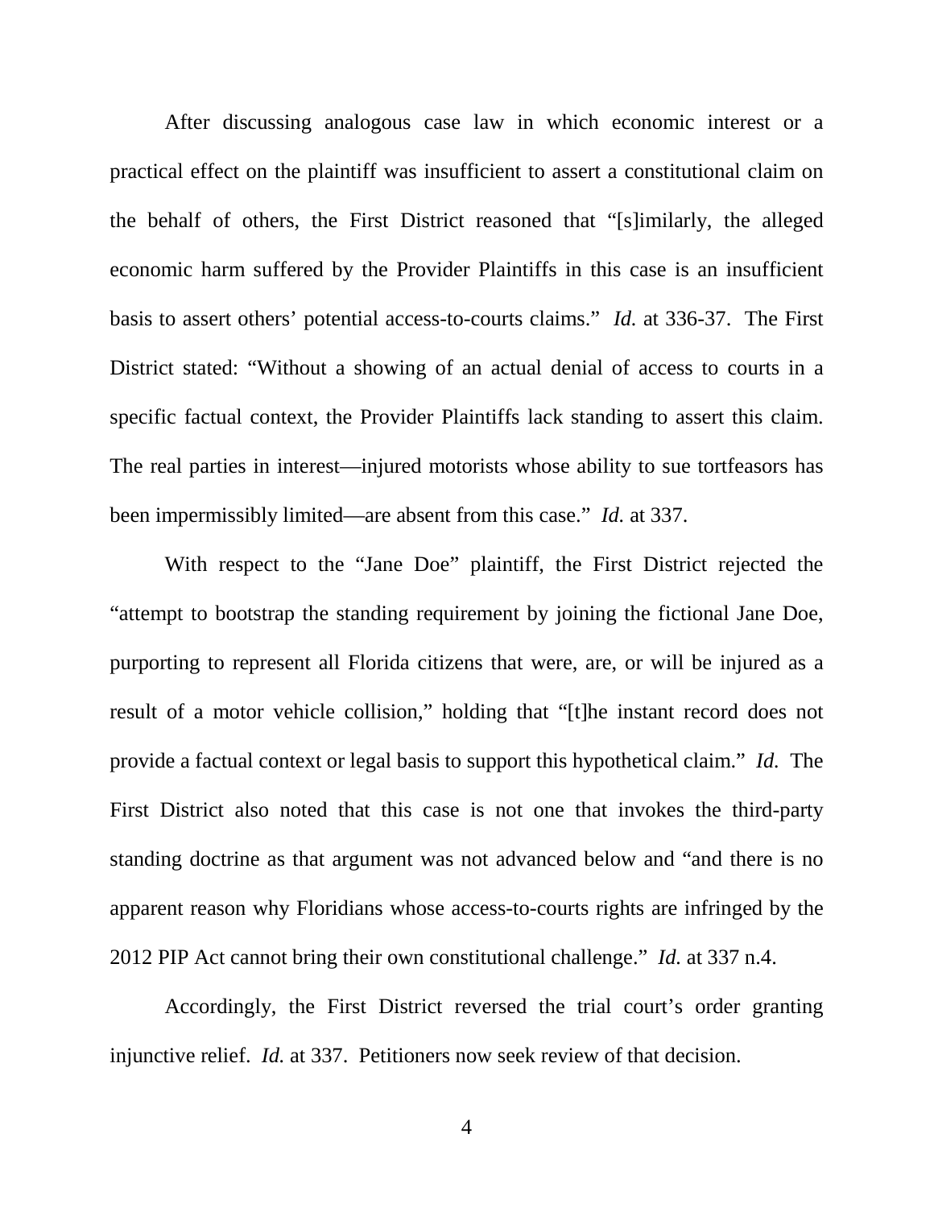After discussing analogous case law in which economic interest or a practical effect on the plaintiff was insufficient to assert a constitutional claim on the behalf of others, the First District reasoned that "[s]imilarly, the alleged economic harm suffered by the Provider Plaintiffs in this case is an insufficient basis to assert others' potential access-to-courts claims." *Id.* at 336-37. The First District stated: "Without a showing of an actual denial of access to courts in a specific factual context, the Provider Plaintiffs lack standing to assert this claim. The real parties in interest—injured motorists whose ability to sue tortfeasors has been impermissibly limited—are absent from this case." *Id.* at 337.

With respect to the "Jane Doe" plaintiff, the First District rejected the "attempt to bootstrap the standing requirement by joining the fictional Jane Doe, purporting to represent all Florida citizens that were, are, or will be injured as a result of a motor vehicle collision," holding that "[t]he instant record does not provide a factual context or legal basis to support this hypothetical claim." *Id.* The First District also noted that this case is not one that invokes the third-party standing doctrine as that argument was not advanced below and "and there is no apparent reason why Floridians whose access-to-courts rights are infringed by the 2012 PIP Act cannot bring their own constitutional challenge." *Id.* at 337 n.4.

Accordingly, the First District reversed the trial court's order granting injunctive relief. *Id.* at 337. Petitioners now seek review of that decision.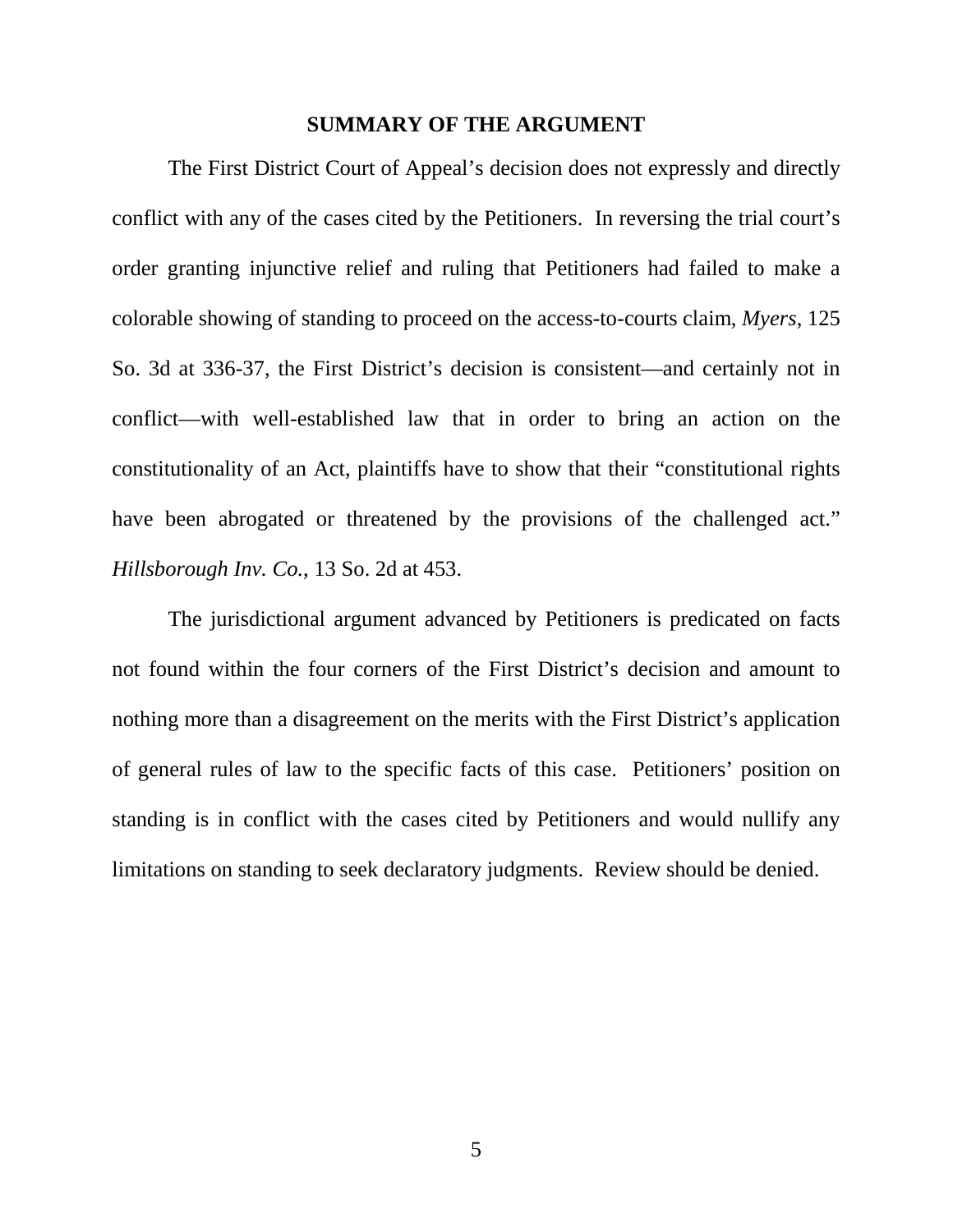## SUMMARY OF THE ARGUMENT

The First District Court of Appeal's decision does not expressly and directly conflict with any of the cases cited by the Petitioners. In reversing the trial court's order granting injunctive relief and ruling that Petitioners had failed to make a colorable showing of standing to proceed on the access-to-courts claim, *Myers*, 125 So. 3d at 336-37, the First District's decision is consistent—and certainly not in conflict—with well-established law that in order to bring an action on the constitutionality of an Act, plaintiffs have to show that their "constitutional rights have been abrogated or threatened by the provisions of the challenged act." *Hillsborough Inv. Co.*, 13 So. 2d at 453.

The jurisdictional argument advanced by Petitioners is predicated on facts not found within the four corners of the First District's decision and amount to nothing more than a disagreement on the merits with the First District's application of general rules of law to the specific facts of this case. Petitioners' position on standing is in conflict with the cases cited by Petitioners and would nullify any limitations on standing to seek declaratory judgments. Review should be denied.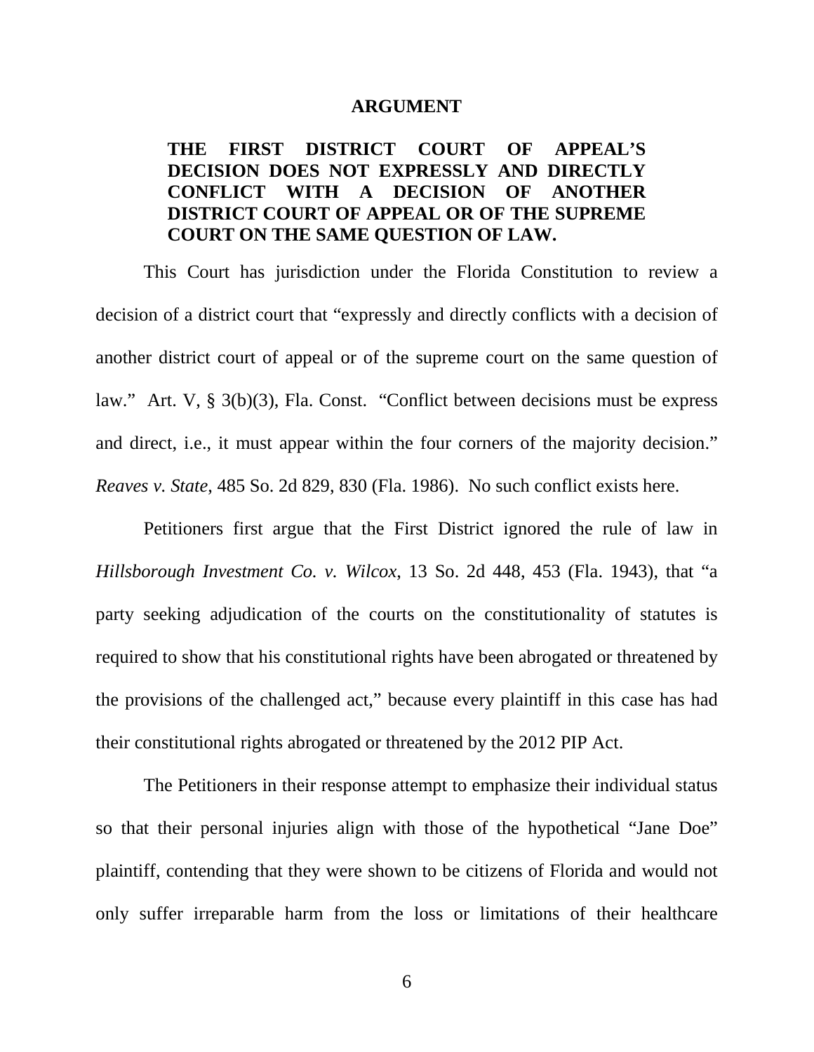## ARGUMENT

**THE FIRST DISTRICT COURT OF APPEAL'S DECISION DOES NOT EXPRESSLY AND DIRECTLY CONFLICT WITH A DECISION OF ANOTHER DISTRICT COURT OF APPEAL OR OF THE SUPREME COURT ON THE SAME QUESTION OF LAW.**

This Court has jurisdiction under the Florida Constitution to review a decision of a district court that "expressly and directly conflicts with a decision of another district court of appeal or of the supreme court on the same question of law." Art. V, § 3(b)(3), Fla. Const. "Conflict between decisions must be express and direct, i.e., it must appear within the four corners of the majority decision." *Reaves v. State*, 485 So. 2d 829, 830 (Fla. 1986). No such conflict exists here.

Petitioners first argue that the First District ignored the rule of law in *Hillsborough Investment Co. v. Wilcox*, 13 So. 2d 448, 453 (Fla. 1943), that "a party seeking adjudication of the courts on the constitutionality of statutes is required to show that his constitutional rights have been abrogated or threatened by the provisions of the challenged act," because every plaintiff in this case has had their constitutional rights abrogated or threatened by the 2012 PIP Act.

The Petitioners in their response attempt to emphasize their individual status so that their personal injuries align with those of the hypothetical "Jane Doe" plaintiff, contending that they were shown to be citizens of Florida and would not only suffer irreparable harm from the loss or limitations of their healthcare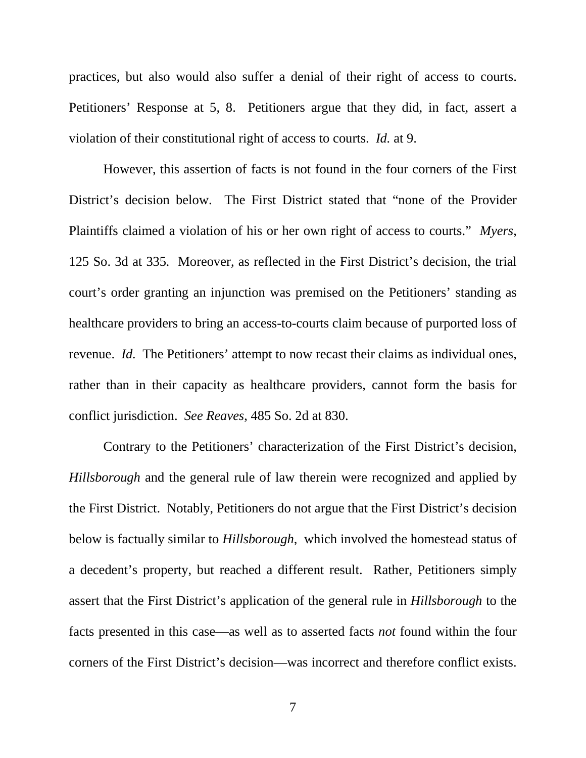practices, but also would also suffer a denial of their right of access to courts. Petitioners' Response at 5, 8. Petitioners argue that they did, in fact, assert a violation of their constitutional right of access to courts. *Id.* at 9.

However, this assertion of facts is not found in the four corners of the First District's decision below. The First District stated that "none of the Provider Plaintiffs claimed a violation of his or her own right of access to courts." *Myers*, 125 So. 3d at 335. Moreover, as reflected in the First District's decision, the trial court's order granting an injunction was premised on the Petitioners' standing as healthcare providers to bring an access-to-courts claim because of purported loss of revenue. *Id.* The Petitioners' attempt to now recast their claims as individual ones, rather than in their capacity as healthcare providers, cannot form the basis for conflict jurisdiction. *See Reaves*, 485 So. 2d at 830.

Contrary to the Petitioners' characterization of the First District's decision, *Hillsborough* and the general rule of law therein were recognized and applied by the First District. Notably, Petitioners do not argue that the First District's decision below is factually similar to *Hillsborough*, which involved the homestead status of a decedent's property, but reached a different result. Rather, Petitioners simply assert that the First District's application of the general rule in *Hillsborough* to the facts presented in this case—as well as to asserted facts *not* found within the four corners of the First District's decision—was incorrect and therefore conflict exists.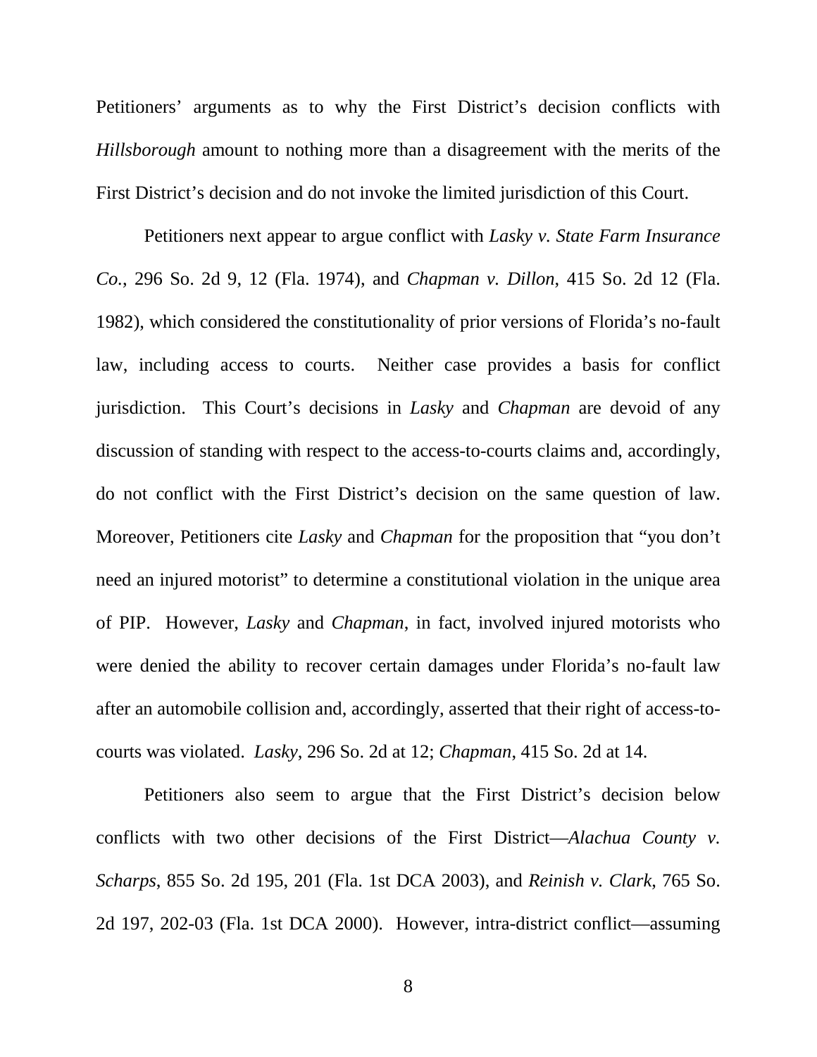Petitioners' arguments as to why the First District's decision conflicts with *Hillsborough* amount to nothing more than a disagreement with the merits of the First District's decision and do not invoke the limited jurisdiction of this Court.

Petitioners next appear to argue conflict with *Lasky v. State Farm Insurance Co.*, 296 So. 2d 9, 12 (Fla. 1974), and *Chapman v. Dillon*, 415 So. 2d 12 (Fla. 1982), which considered the constitutionality of prior versions of Florida's no-fault law, including access to courts. Neither case provides a basis for conflict jurisdiction. This Court's decisions in *Lasky* and *Chapman* are devoid of any discussion of standing with respect to the access-to-courts claims and, accordingly, do not conflict with the First District's decision on the same question of law. Moreover, Petitioners cite *Lasky* and *Chapman* for the proposition that "you don't need an injured motorist" to determine a constitutional violation in the unique area of PIP. However, *Lasky* and *Chapman*, in fact, involved injured motorists who were denied the ability to recover certain damages under Florida's no-fault law after an automobile collision and, accordingly, asserted that their right of access-to-courts was violated. *Lasky*, 296 So. 2d at 12; *Chapman*, 415 So. 2d at 14.

Petitioners also seem to argue that the First District's decision below conflicts with two other decisions of the First District—*Alachua County v. Scharps*, 855 So. 2d 195, 201 (Fla. 1st DCA 2003), and *Reinish v. Clark*, 765 So. 2d 197, 202-03 (Fla. 1st DCA 2000). However, intra-district conflict—assuming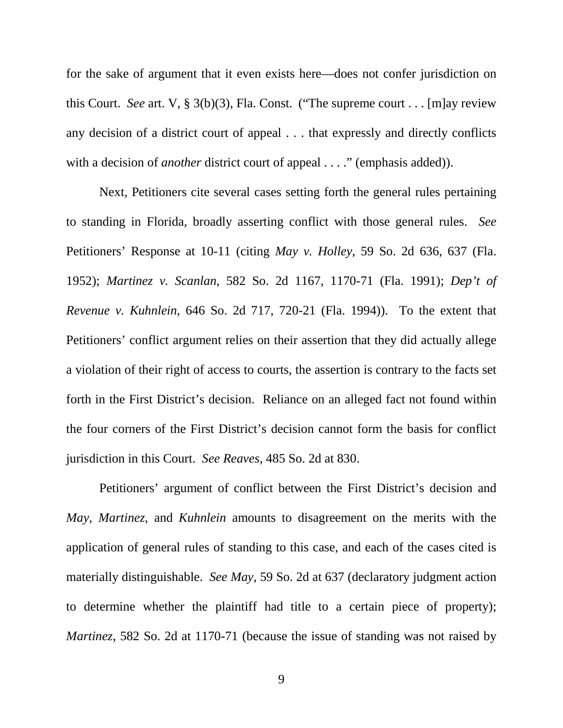for the sake of argument that it even exists here—does not confer jurisdiction on this Court. *See* art. V, § 3(b)(3), Fla. Const. ("The supreme court . . . [m]ay review any decision of a district court of appeal . . . that expressly and directly conflicts with a decision of *another* district court of appeal . . . ." (emphasis added)).

Next, Petitioners cite several cases setting forth the general rules pertaining to standing in Florida, broadly asserting conflict with those general rules. *See* Petitioners' Response at 10-11 (citing *May v. Holley*, 59 So. 2d 636, 637 (Fla. 1952); *Martinez v. Scanlan*, 582 So. 2d 1167, 1170-71 (Fla. 1991); *Dep't of Revenue v. Kuhnlein*, 646 So. 2d 717, 720-21 (Fla. 1994)). To the extent that Petitioners' conflict argument relies on their assertion that they did actually allege a violation of their right of access to courts, the assertion is contrary to the facts set forth in the First District's decision. Reliance on an alleged fact not found within the four corners of the First District's decision cannot form the basis for conflict jurisdiction in this Court. *See Reaves*, 485 So. 2d at 830.

Petitioners' argument of conflict between the First District's decision and *May*, *Martinez*, and *Kuhnlein* amounts to disagreement on the merits with the application of general rules of standing to this case, and each of the cases cited is materially distinguishable. *See May*, 59 So. 2d at 637 (declaratory judgment action to determine whether the plaintiff had title to a certain piece of property); *Martinez*, 582 So. 2d at 1170-71 (because the issue of standing was not raised by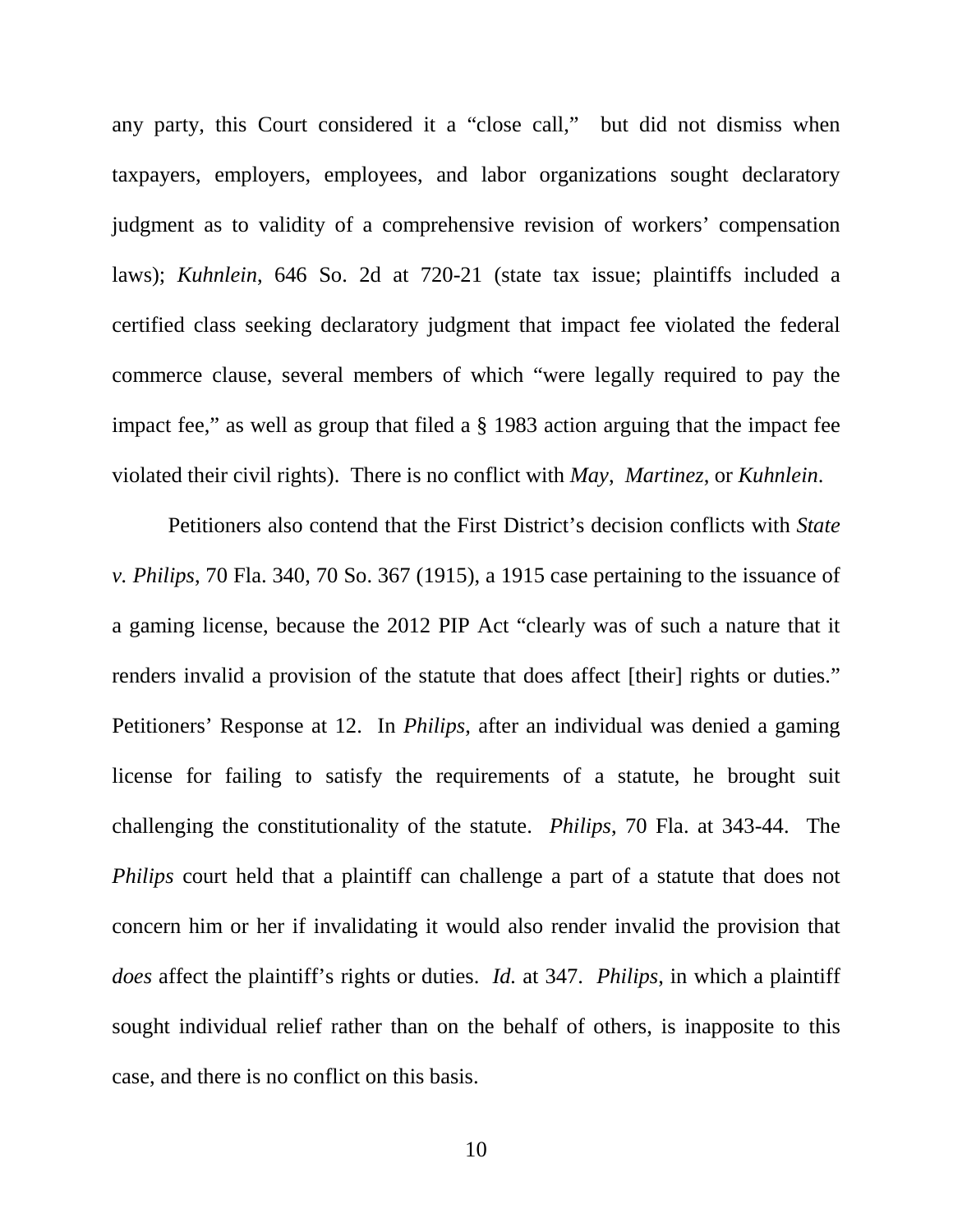any party, this Court considered it a "close call," but did not dismiss when taxpayers, employers, employees, and labor organizations sought declaratory judgment as to validity of a comprehensive revision of workers' compensation laws); *Kuhnlein*, 646 So. 2d at 720-21 (state tax issue; plaintiffs included a certified class seeking declaratory judgment that impact fee violated the federal commerce clause, several members of which "were legally required to pay the impact fee," as well as group that filed a § 1983 action arguing that the impact fee violated their civil rights). There is no conflict with *May*, *Martinez*, or *Kuhnlein*.

Petitioners also contend that the First District's decision conflicts with *State v. Philips*, 70 Fla. 340, 70 So. 367 (1915), a 1915 case pertaining to the issuance of a gaming license, because the 2012 PIP Act "clearly was of such a nature that it renders invalid a provision of the statute that does affect [their] rights or duties." Petitioners' Response at 12. In *Philips*, after an individual was denied a gaming license for failing to satisfy the requirements of a statute, he brought suit challenging the constitutionality of the statute. *Philips*, 70 Fla. at 343-44. The *Philips* court held that a plaintiff can challenge a part of a statute that does not concern him or her if invalidating it would also render invalid the provision that *does* affect the plaintiff's rights or duties. *Id.* at 347. *Philips*, in which a plaintiff sought individual relief rather than on the behalf of others, is inapposite to this case, and there is no conflict on this basis.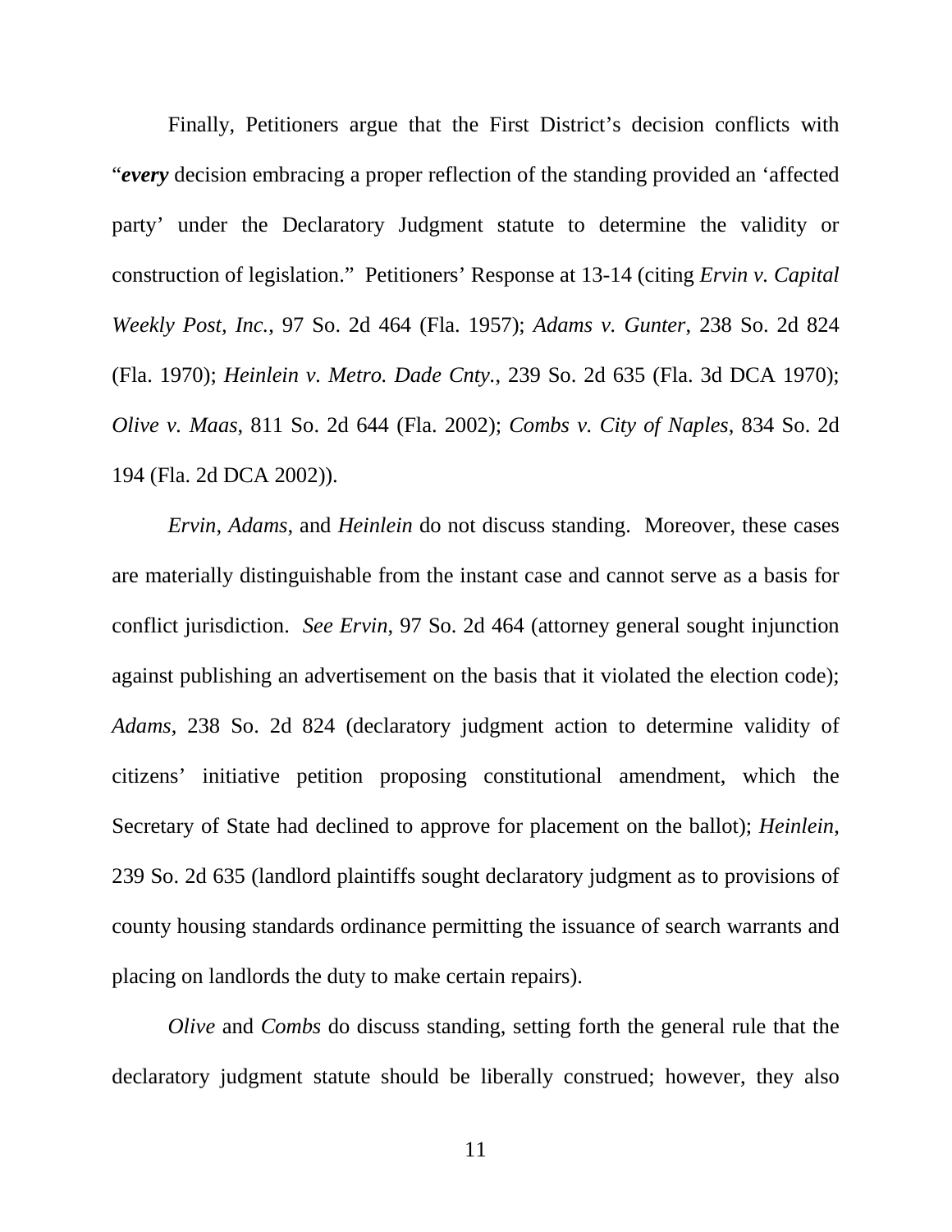Finally, Petitioners argue that the First District's decision conflicts with "***every*** decision embracing a proper reflection of the standing provided an 'affected party' under the Declaratory Judgment statute to determine the validity or construction of legislation." Petitioners' Response at 13-14 (citing *Ervin v. Capital Weekly Post, Inc.*, 97 So. 2d 464 (Fla. 1957); *Adams v. Gunter*, 238 So. 2d 824 (Fla. 1970); *Heinlein v. Metro. Dade Cnty.*, 239 So. 2d 635 (Fla. 3d DCA 1970); *Olive v. Maas*, 811 So. 2d 644 (Fla. 2002); *Combs v. City of Naples*, 834 So. 2d 194 (Fla. 2d DCA 2002)).

*Ervin*, *Adams*, and *Heinlein* do not discuss standing. Moreover, these cases are materially distinguishable from the instant case and cannot serve as a basis for conflict jurisdiction. *See Ervin*, 97 So. 2d 464 (attorney general sought injunction against publishing an advertisement on the basis that it violated the election code); *Adams*, 238 So. 2d 824 (declaratory judgment action to determine validity of citizens' initiative petition proposing constitutional amendment, which the Secretary of State had declined to approve for placement on the ballot); *Heinlein*, 239 So. 2d 635 (landlord plaintiffs sought declaratory judgment as to provisions of county housing standards ordinance permitting the issuance of search warrants and placing on landlords the duty to make certain repairs).

*Olive* and *Combs* do discuss standing, setting forth the general rule that the declaratory judgment statute should be liberally construed; however, they also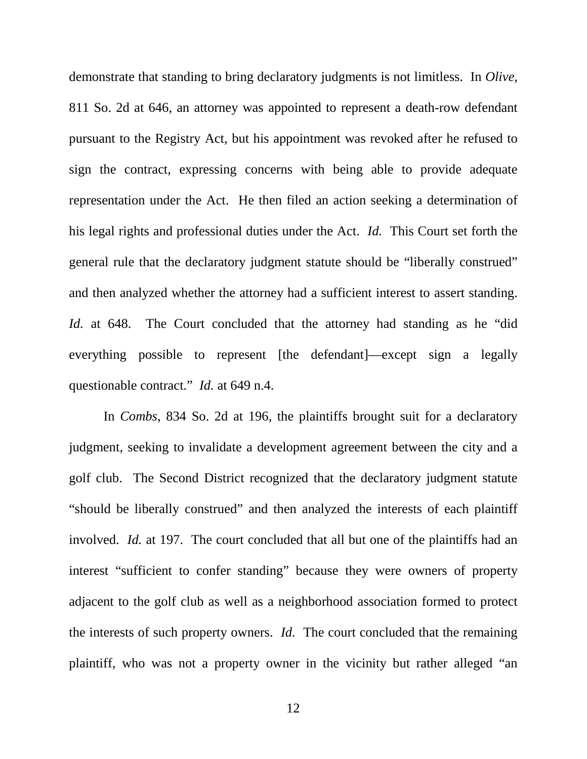demonstrate that standing to bring declaratory judgments is not limitless. In *Olive*, 811 So. 2d at 646, an attorney was appointed to represent a death-row defendant pursuant to the Registry Act, but his appointment was revoked after he refused to sign the contract, expressing concerns with being able to provide adequate representation under the Act. He then filed an action seeking a determination of his legal rights and professional duties under the Act. *Id.* This Court set forth the general rule that the declaratory judgment statute should be "liberally construed" and then analyzed whether the attorney had a sufficient interest to assert standing. *Id.* at 648. The Court concluded that the attorney had standing as he "did everything possible to represent [the defendant]—except sign a legally questionable contract." *Id.* at 649 n.4.

In *Combs*, 834 So. 2d at 196, the plaintiffs brought suit for a declaratory judgment, seeking to invalidate a development agreement between the city and a golf club. The Second District recognized that the declaratory judgment statute "should be liberally construed" and then analyzed the interests of each plaintiff involved. *Id.* at 197. The court concluded that all but one of the plaintiffs had an interest "sufficient to confer standing" because they were owners of property adjacent to the golf club as well as a neighborhood association formed to protect the interests of such property owners. *Id.* The court concluded that the remaining plaintiff, who was not a property owner in the vicinity but rather alleged "an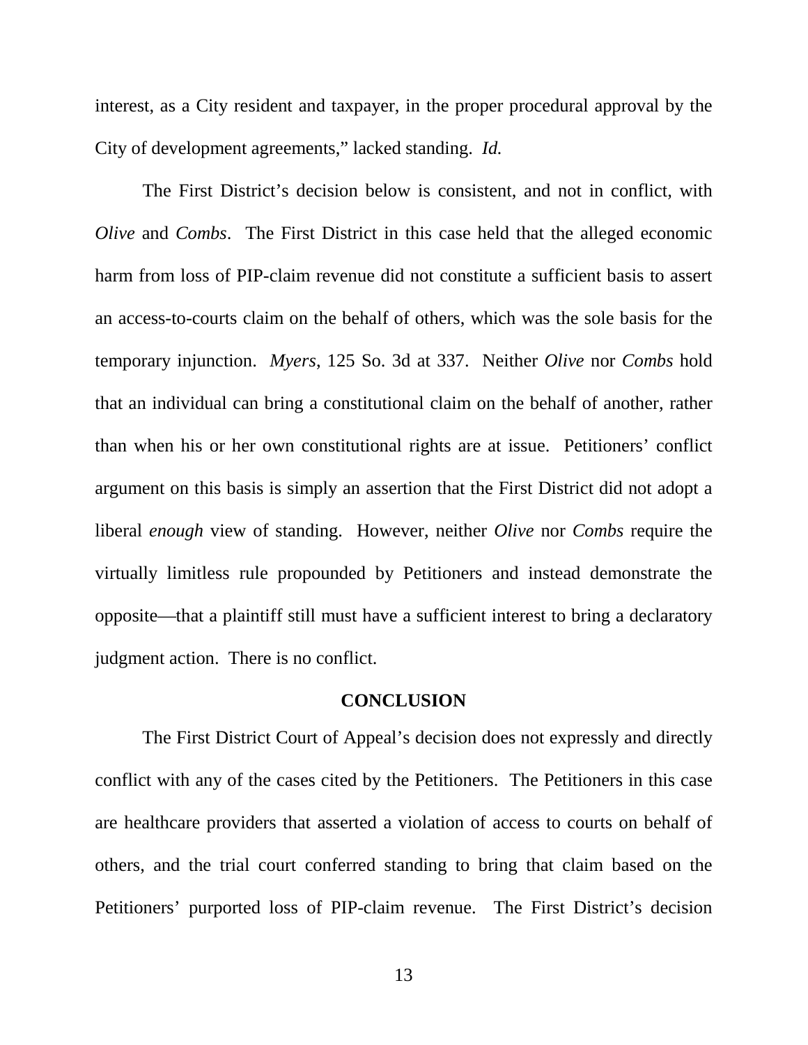interest, as a City resident and taxpayer, in the proper procedural approval by the City of development agreements," lacked standing. *Id.*

The First District's decision below is consistent, and not in conflict, with *Olive* and *Combs*. The First District in this case held that the alleged economic harm from loss of PIP-claim revenue did not constitute a sufficient basis to assert an access-to-courts claim on the behalf of others, which was the sole basis for the temporary injunction. *Myers*, 125 So. 3d at 337. Neither *Olive* nor *Combs* hold that an individual can bring a constitutional claim on the behalf of another, rather than when his or her own constitutional rights are at issue. Petitioners' conflict argument on this basis is simply an assertion that the First District did not adopt a liberal *enough* view of standing. However, neither *Olive* nor *Combs* require the virtually limitless rule propounded by Petitioners and instead demonstrate the opposite—that a plaintiff still must have a sufficient interest to bring a declaratory judgment action. There is no conflict.

## CONCLUSION

The First District Court of Appeal's decision does not expressly and directly conflict with any of the cases cited by the Petitioners. The Petitioners in this case are healthcare providers that asserted a violation of access to courts on behalf of others, and the trial court conferred standing to bring that claim based on the Petitioners' purported loss of PIP-claim revenue. The First District's decision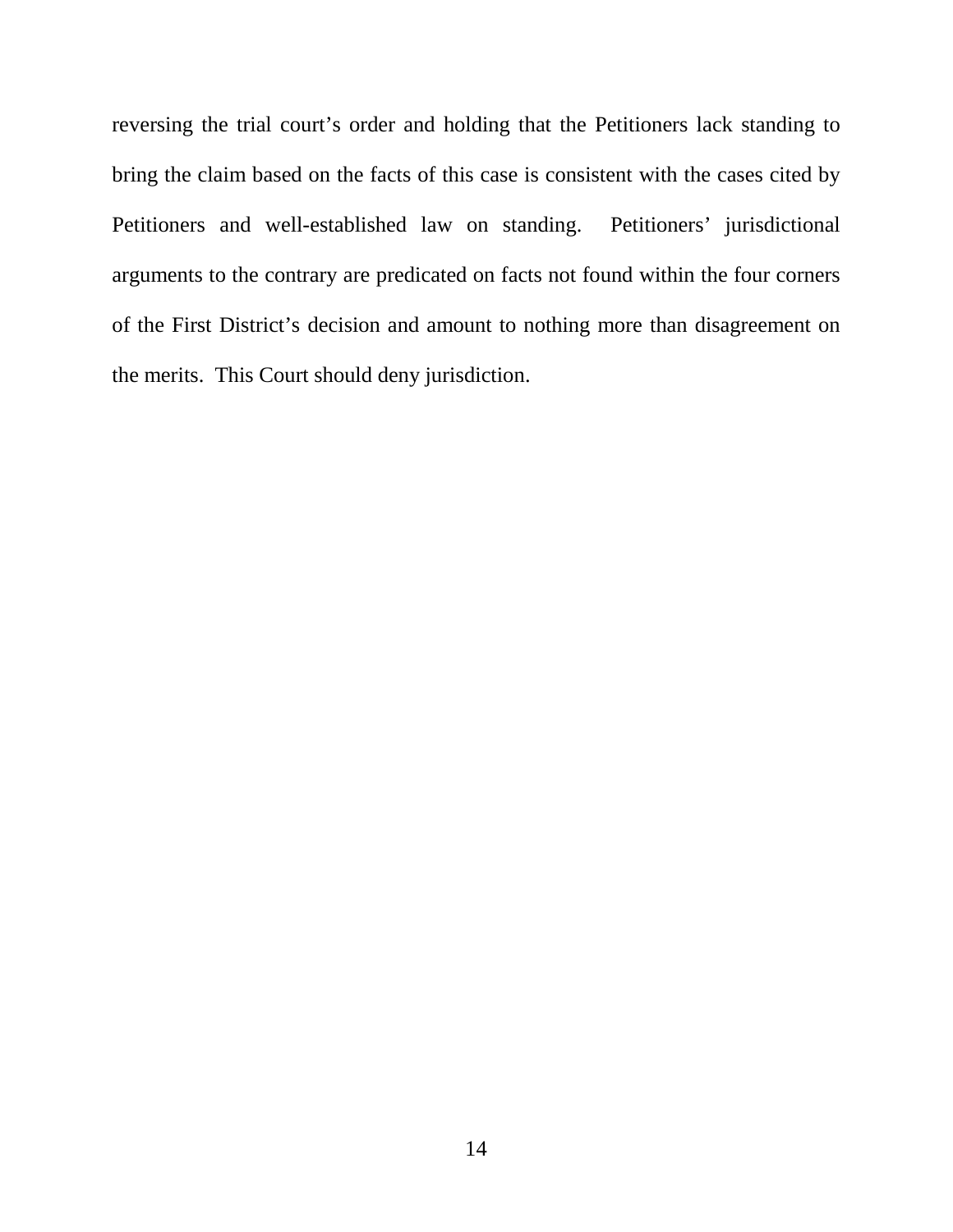reversing the trial court's order and holding that the Petitioners lack standing to bring the claim based on the facts of this case is consistent with the cases cited by Petitioners and well-established law on standing. Petitioners' jurisdictional arguments to the contrary are predicated on facts not found within the four corners of the First District's decision and amount to nothing more than disagreement on the merits. This Court should deny jurisdiction.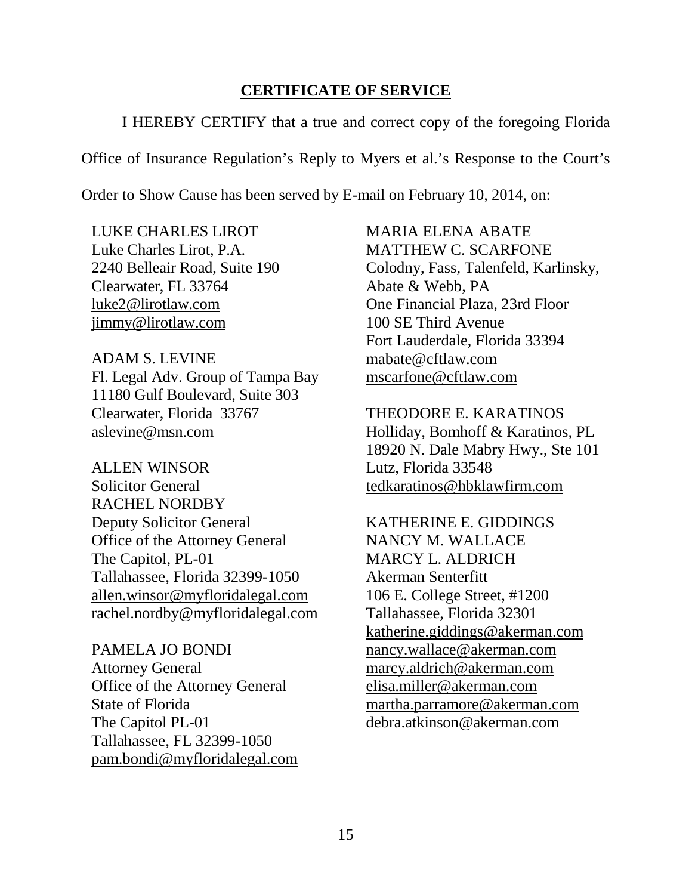## CERTIFICATE OF SERVICE

I HEREBY CERTIFY that a true and correct copy of the foregoing Florida Office of Insurance Regulation's Reply to Myers et al.'s Response to the Court's Order to Show Cause has been served by E-mail on February 10, 2014, on:

LUKE CHARLES LIROT
Luke Charles Lirot, P.A.
2240 Belleair Road, Suite 190
Clearwater, FL 33764
luke2@lirotlaw.com
jimmy@lirotlaw.com

ADAM S. LEVINE
Fl. Legal Adv. Group of Tampa Bay
11180 Gulf Boulevard, Suite 303
Clearwater, Florida 33767
aslevine@msn.com

ALLEN WINSOR
Solicitor General
RACHEL NORDBY
Deputy Solicitor General
Office of the Attorney General
The Capitol, PL-01
Tallahassee, Florida 32399-1050
allen.winsor@myfloridalegal.com
rachel.nordby@myfloridalegal.com

PAMELA JO BONDI
Attorney General
Office of the Attorney General
State of Florida
The Capitol PL-01
Tallahassee, FL 32399-1050
pam.bondi@myfloridalegal.com

MARIA ELENA ABATE
MATTHEW C. SCARFONE
Colodny, Fass, Talenfeld, Karlinsky, Abate & Webb, PA
One Financial Plaza, 23rd Floor
100 SE Third Avenue
Fort Lauderdale, Florida 33394
mabate@cftlaw.com
mscarfone@cftlaw.com

THEODORE E. KARATINOS
Holliday, Bomhoff & Karatinos, PL
18920 N. Dale Mabry Hwy., Ste 101
Lutz, Florida 33548
tedkaratinos@hbklawfirm.com

KATHERINE E. GIDDINGS
NANCY M. WALLACE
MARCY L. ALDRICH
Akerman Senterfitt
106 E. College Street, #1200
Tallahassee, Florida 32301
katherine.giddings@akerman.com
nancy.wallace@akerman.com
marcy.aldrich@akerman.com
elisa.miller@akerman.com
martha.parramore@akerman.com
debra.atkinson@akerman.com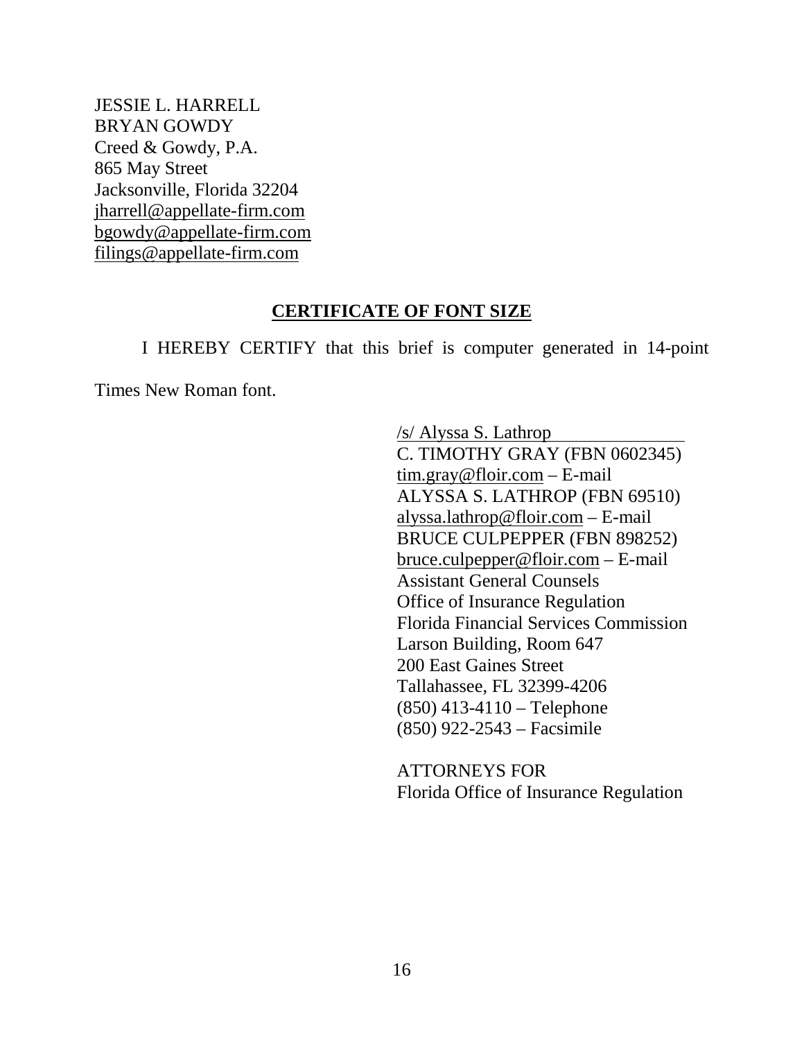JESSIE L. HARRELL
BRYAN GOWDY
Creed & Gowdy, P.A.
865 May Street
Jacksonville, Florida 32204
jharrell@appellate-firm.com
bgowdy@appellate-firm.com
filings@appellate-firm.com

**CERTIFICATE OF FONT SIZE**

I HEREBY CERTIFY that this brief is computer generated in 14-point Times New Roman font.

/s/ Alyssa S. Lathrop
C. TIMOTHY GRAY (FBN 0602345)
tim.gray@floir.com – E-mail
ALYSSA S. LATHROP (FBN 69510)
alyssa.lathrop@floir.com – E-mail
BRUCE CULPEPPER (FBN 898252)
bruce.culpepper@floir.com – E-mail
Assistant General Counsels
Office of Insurance Regulation
Florida Financial Services Commission
Larson Building, Room 647
200 East Gaines Street
Tallahassee, FL 32399-4206
(850) 413-4110 – Telephone
(850) 922-2543 – Facsimile

ATTORNEYS FOR
Florida Office of Insurance Regulation